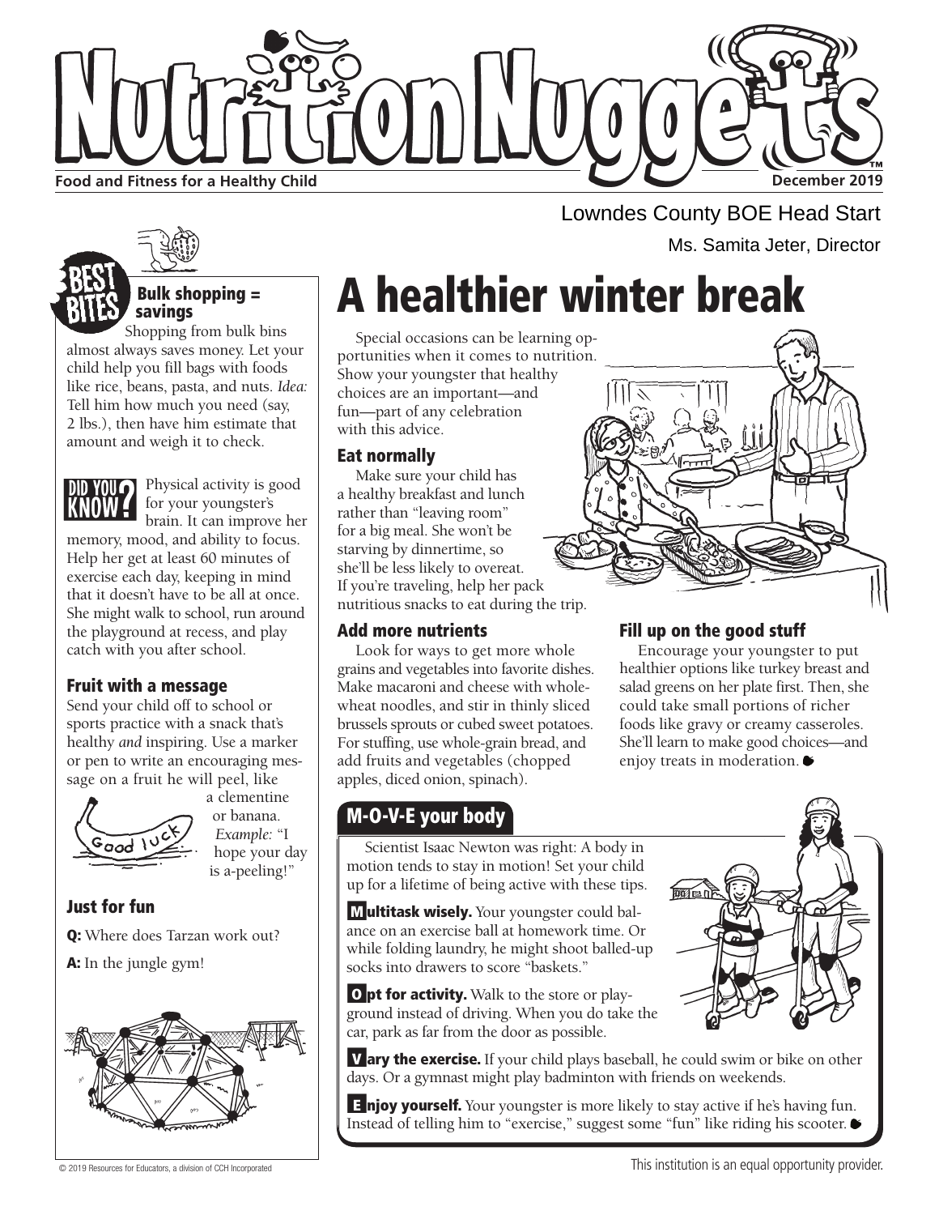# Nutrition Nuggets™

**Food and Fitness for a Healthy Child**

December 2019

Lowndes County BOE Head Start

Ms. Samita Jeter, Director

## BEST BITES

### Bulk shopping = savings

Shopping from bulk bins almost always saves money. Let your child help you fill bags with foods like rice, beans, pasta, and nuts. *Idea:* Tell him how much you need (say, 2 lbs.), then have him estimate that amount and weigh it to check.

**DID YOU KNOW?** Physical activity is good for your youngster's brain. It can improve her memory, mood, and ability to focus. Help her get at least 60 minutes of exercise each day, keeping in mind that it doesn't have to be all at once. She might walk to school, run around the playground at recess, and play catch with you after school.

### Fruit with a message

Send your child off to school or sports practice with a snack that's healthy *and* inspiring. Use a marker or pen to write an encouraging message on a fruit he will peel, like a clementine or banana. *Example:* "I hope your day is a-peeling!"

### Just for fun

**Q:** Where does Tarzan work out?

**A:** In the jungle gym!

# A healthier winter break

Special occasions can be learning opportunities when it comes to nutrition. Show your youngster that healthy choices are an important—and fun—part of any celebration with this advice.

### Eat normally

Make sure your child has a healthy breakfast and lunch rather than "leaving room" for a big meal. She won't be starving by dinnertime, so she'll be less likely to overeat. If you're traveling, help her pack nutritious snacks to eat during the trip.

### Add more nutrients

Look for ways to get more whole grains and vegetables into favorite dishes. Make macaroni and cheese with whole-wheat noodles, and stir in thinly sliced brussels sprouts or cubed sweet potatoes. For stuffing, use whole-grain bread, and add fruits and vegetables (chopped apples, diced onion, spinach).

### Fill up on the good stuff

Encourage your youngster to put healthier options like turkey breast and salad greens on her plate first. Then, she could take small portions of richer foods like gravy or creamy casseroles. She'll learn to make good choices—and enjoy treats in moderation.

## M-O-V-E your body

Scientist Isaac Newton was right: A body in motion tends to stay in motion! Set your child up for a lifetime of being active with these tips.

**Multitask wisely.** Your youngster could balance on an exercise ball at homework time. Or while folding laundry, he might shoot balled-up socks into drawers to score "baskets."

**Opt for activity.** Walk to the store or playground instead of driving. When you do take the car, park as far from the door as possible.

**Vary the exercise.** If your child plays baseball, he could swim or bike on other days. Or a gymnast might play badminton with friends on weekends.

**Enjoy yourself.** Your youngster is more likely to stay active if he's having fun. Instead of telling him to "exercise," suggest some "fun" like riding his scooter.

© 2019 Resources for Educators, a division of CCH Incorporated

This institution is an equal opportunity provider.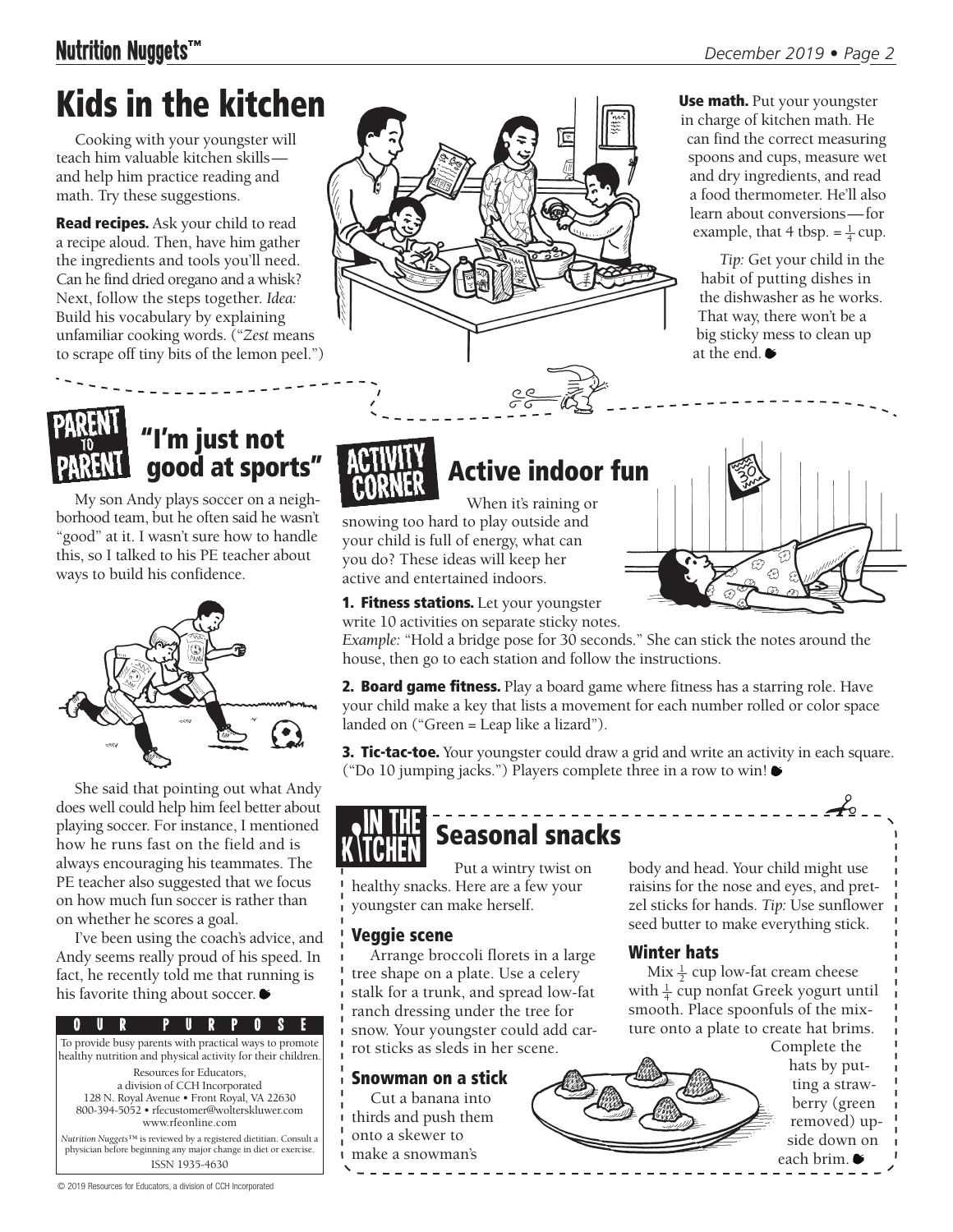# Kids in the kitchen

Cooking with your youngster will teach him valuable kitchen skills—and help him practice reading and math. Try these suggestions.

**Read recipes.** Ask your child to read a recipe aloud. Then, have him gather the ingredients and tools you'll need. Can he find dried oregano and a whisk? Next, follow the steps together. *Idea:* Build his vocabulary by explaining unfamiliar cooking words. ("*Zest* means to scrape off tiny bits of the lemon peel.")

**Use math.** Put your youngster in charge of kitchen math. He can find the correct measuring spoons and cups, measure wet and dry ingredients, and read a food thermometer. He'll also learn about conversions—for example, that 4 tbsp. = $\frac{1}{4}$ cup.

*Tip:* Get your child in the habit of putting dishes in the dishwasher as he works. That way, there won't be a big sticky mess to clean up at the end.

## PARENT TO PARENT: "I'm just not good at sports"

My son Andy plays soccer on a neighborhood team, but he often said he wasn't "good" at it. I wasn't sure how to handle this, so I talked to his PE teacher about ways to build his confidence.

She said that pointing out what Andy does well could help him feel better about playing soccer. For instance, I mentioned how he runs fast on the field and is always encouraging his teammates. The PE teacher also suggested that we focus on how much fun soccer is rather than on whether he scores a goal.

I've been using the coach's advice, and Andy seems really proud of his speed. In fact, he recently told me that running is his favorite thing about soccer.

## ACTIVITY CORNER: Active indoor fun

When it's raining or snowing too hard to play outside and your child is full of energy, what can you do? These ideas will keep her active and entertained indoors.

**1. Fitness stations.** Let your youngster write 10 activities on separate sticky notes. *Example:* "Hold a bridge pose for 30 seconds." She can stick the notes around the house, then go to each station and follow the instructions.

**2. Board game fitness.** Play a board game where fitness has a starring role. Have your child make a key that lists a movement for each number rolled or color space landed on ("Green = Leap like a lizard").

**3. Tic-tac-toe.** Your youngster could draw a grid and write an activity in each square. ("Do 10 jumping jacks.") Players complete three in a row to win!

## IN THE KITCHEN: Seasonal snacks

Put a wintry twist on healthy snacks. Here are a few your youngster can make herself.

### Veggie scene

Arrange broccoli florets in a large tree shape on a plate. Use a celery stalk for a trunk, and spread low-fat ranch dressing under the tree for snow. Your youngster could add carrot sticks as sleds in her scene.

### Snowman on a stick

Cut a banana into thirds and push them onto a skewer to make a snowman's body and head. Your child might use raisins for the nose and eyes, and pretzel sticks for hands. *Tip:* Use sunflower seed butter to make everything stick.

### Winter hats

Mix $\frac{1}{2}$ cup low-fat cream cheese with $\frac{1}{4}$ cup nonfat Greek yogurt until smooth. Place spoonfuls of the mixture onto a plate to create hat brims. Complete the hats by putting a strawberry (green removed) upside down on each brim.

---

**OUR PURPOSE**

To provide busy parents with practical ways to promote healthy nutrition and physical activity for their children.

Resources for Educators,
a division of CCH Incorporated
128 N. Royal Avenue • Front Royal, VA 22630
800-394-5052 • rfecustomer@wolterskluwer.com
www.rfeonline.com

*Nutrition Nuggets™* is reviewed by a registered dietitian. Consult a physician before beginning any major change in diet or exercise.

ISSN 1935-4630

© 2019 Resources for Educators, a division of CCH Incorporated